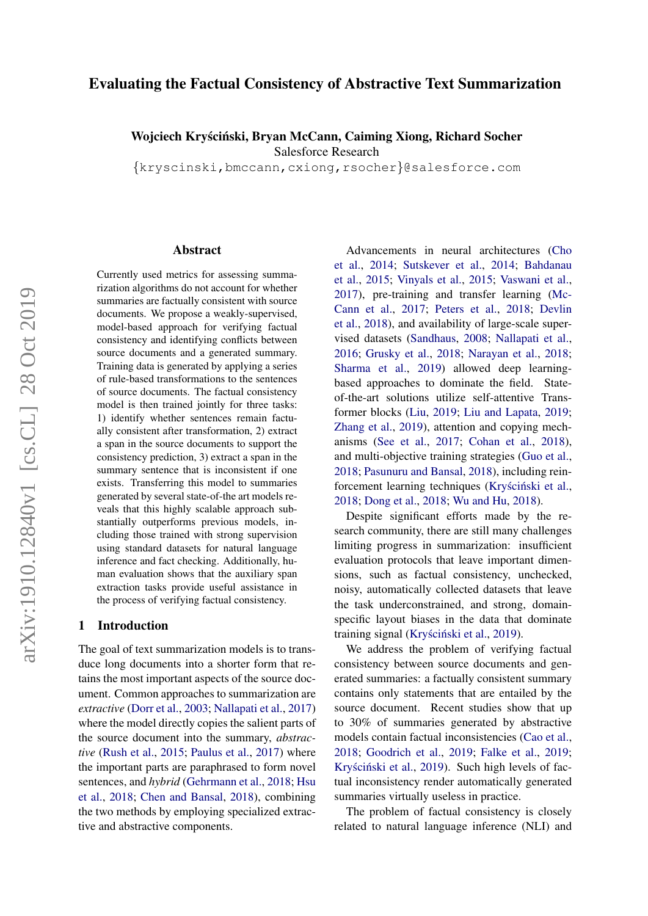# Evaluating the Factual Consistency of Abstractive Text Summarization

**Wojciech Kryściński, Bryan McCann, Caiming Xiong, Richard Socher**
Salesforce Research
{kryscinski,bmccann,cxiong,rsocher}@salesforce.com

## Abstract

Currently used metrics for assessing summarization algorithms do not account for whether summaries are factually consistent with source documents. We propose a weakly-supervised, model-based approach for verifying factual consistency and identifying conflicts between source documents and a generated summary. Training data is generated by applying a series of rule-based transformations to the sentences of source documents. The factual consistency model is then trained jointly for three tasks: 1) identify whether sentences remain factually consistent after transformation, 2) extract a span in the source documents to support the consistency prediction, 3) extract a span in the summary sentence that is inconsistent if one exists. Transferring this model to summaries generated by several state-of-the art models reveals that this highly scalable approach substantially outperforms previous models, including those trained with strong supervision using standard datasets for natural language inference and fact checking. Additionally, human evaluation shows that the auxiliary span extraction tasks provide useful assistance in the process of verifying factual consistency.

## 1 Introduction

The goal of text summarization models is to transduce long documents into a shorter form that retains the most important aspects of the source document. Common approaches to summarization are *extractive* (Dorr et al., 2003; Nallapati et al., 2017) where the model directly copies the salient parts of the source document into the summary, *abstractive* (Rush et al., 2015; Paulus et al., 2017) where the important parts are paraphrased to form novel sentences, and *hybrid* (Gehrmann et al., 2018; Hsu et al., 2018; Chen and Bansal, 2018), combining the two methods by employing specialized extractive and abstractive components.

Advancements in neural architectures (Cho et al., 2014; Sutskever et al., 2014; Bahdanau et al., 2015; Vinyals et al., 2015; Vaswani et al., 2017), pre-training and transfer learning (McCann et al., 2017; Peters et al., 2018; Devlin et al., 2018), and availability of large-scale supervised datasets (Sandhaus, 2008; Nallapati et al., 2016; Grusky et al., 2018; Narayan et al., 2018; Sharma et al., 2019) allowed deep learning-based approaches to dominate the field. State-of-the-art solutions utilize self-attentive Transformer blocks (Liu, 2019; Liu and Lapata, 2019; Zhang et al., 2019), attention and copying mechanisms (See et al., 2017; Cohan et al., 2018), and multi-objective training strategies (Guo et al., 2018; Pasunuru and Bansal, 2018), including reinforcement learning techniques (Kryściński et al., 2018; Dong et al., 2018; Wu and Hu, 2018).

Despite significant efforts made by the research community, there are still many challenges limiting progress in summarization: insufficient evaluation protocols that leave important dimensions, such as factual consistency, unchecked, noisy, automatically collected datasets that leave the task underconstrained, and strong, domain-specific layout biases in the data that dominate training signal (Kryściński et al., 2019).

We address the problem of verifying factual consistency between source documents and generated summaries: a factually consistent summary contains only statements that are entailed by the source document. Recent studies show that up to 30% of summaries generated by abstractive models contain factual inconsistencies (Cao et al., 2018; Goodrich et al., 2019; Falke et al., 2019; Kryściński et al., 2019). Such high levels of factual inconsistency render automatically generated summaries virtually useless in practice.

The problem of factual consistency is closely related to natural language inference (NLI) and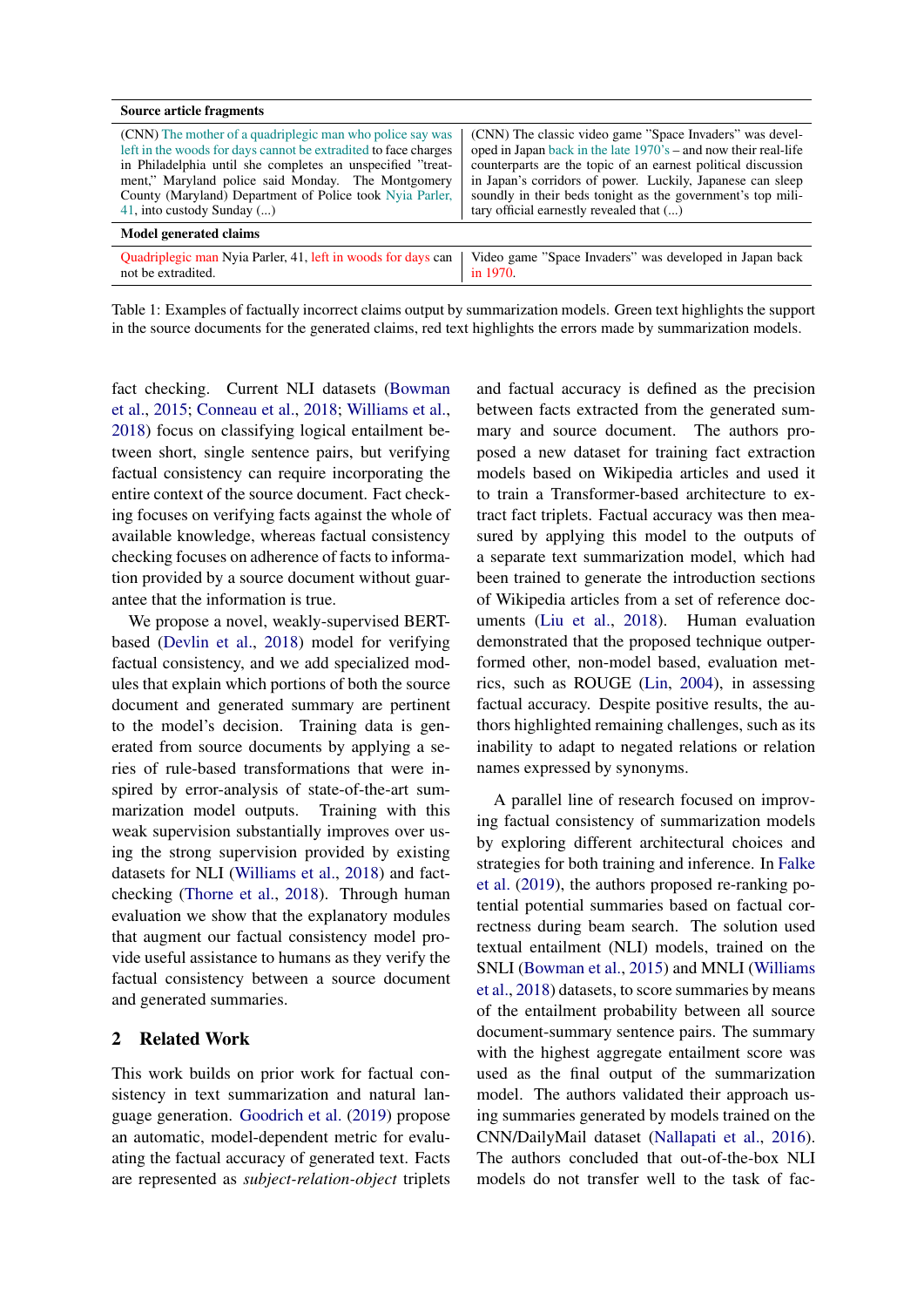| Source article fragments | |
|---|---|
| (CNN) The mother of a quadriplegic man who police say was left in the woods for days cannot be extradited to face charges in Philadelphia until she completes an unspecified "treatment," Maryland police said Monday. The Montgomery County (Maryland) Department of Police took Nyia Parler, 41, into custody Sunday (...) | (CNN) The classic video game "Space Invaders" was developed in Japan back in the late 1970's – and now their real-life counterparts are the topic of an earnest political discussion in Japan's corridors of power. Luckily, Japanese can sleep soundly in their beds tonight as the government's top military official earnestly revealed that (...) |
| **Model generated claims** | |
| Quadriplegic man Nyia Parler, 41, left in woods for days can not be extradited. | Video game "Space Invaders" was developed in Japan back in 1970. |

Table 1: Examples of factually incorrect claims output by summarization models. Green text highlights the support in the source documents for the generated claims, red text highlights the errors made by summarization models.

fact checking. Current NLI datasets (Bowman et al., 2015; Conneau et al., 2018; Williams et al., 2018) focus on classifying logical entailment between short, single sentence pairs, but verifying factual consistency can require incorporating the entire context of the source document. Fact checking focuses on verifying facts against the whole of available knowledge, whereas factual consistency checking focuses on adherence of facts to information provided by a source document without guarantee that the information is true.

We propose a novel, weakly-supervised BERT-based (Devlin et al., 2018) model for verifying factual consistency, and we add specialized modules that explain which portions of both the source document and generated summary are pertinent to the model's decision. Training data is generated from source documents by applying a series of rule-based transformations that were inspired by error-analysis of state-of-the-art summarization model outputs. Training with this weak supervision substantially improves over using the strong supervision provided by existing datasets for NLI (Williams et al., 2018) and fact-checking (Thorne et al., 2018). Through human evaluation we show that the explanatory modules that augment our factual consistency model provide useful assistance to humans as they verify the factual consistency between a source document and generated summaries.

## 2 Related Work

This work builds on prior work for factual consistency in text summarization and natural language generation. Goodrich et al. (2019) propose an automatic, model-dependent metric for evaluating the factual accuracy of generated text. Facts are represented as *subject-relation-object* triplets and factual accuracy is defined as the precision between facts extracted from the generated summary and source document. The authors proposed a new dataset for training fact extraction models based on Wikipedia articles and used it to train a Transformer-based architecture to extract fact triplets. Factual accuracy was then measured by applying this model to the outputs of a separate text summarization model, which had been trained to generate the introduction sections of Wikipedia articles from a set of reference documents (Liu et al., 2018). Human evaluation demonstrated that the proposed technique outperformed other, non-model based, evaluation metrics, such as ROUGE (Lin, 2004), in assessing factual accuracy. Despite positive results, the authors highlighted remaining challenges, such as its inability to adapt to negated relations or relation names expressed by synonyms.

A parallel line of research focused on improving factual consistency of summarization models by exploring different architectural choices and strategies for both training and inference. In Falke et al. (2019), the authors proposed re-ranking potential potential summaries based on factual correctness during beam search. The solution used textual entailment (NLI) models, trained on the SNLI (Bowman et al., 2015) and MNLI (Williams et al., 2018) datasets, to score summaries by means of the entailment probability between all source document-summary sentence pairs. The summary with the highest aggregate entailment score was used as the final output of the summarization model. The authors validated their approach using summaries generated by models trained on the CNN/DailyMail dataset (Nallapati et al., 2016). The authors concluded that out-of-the-box NLI models do not transfer well to the task of fac-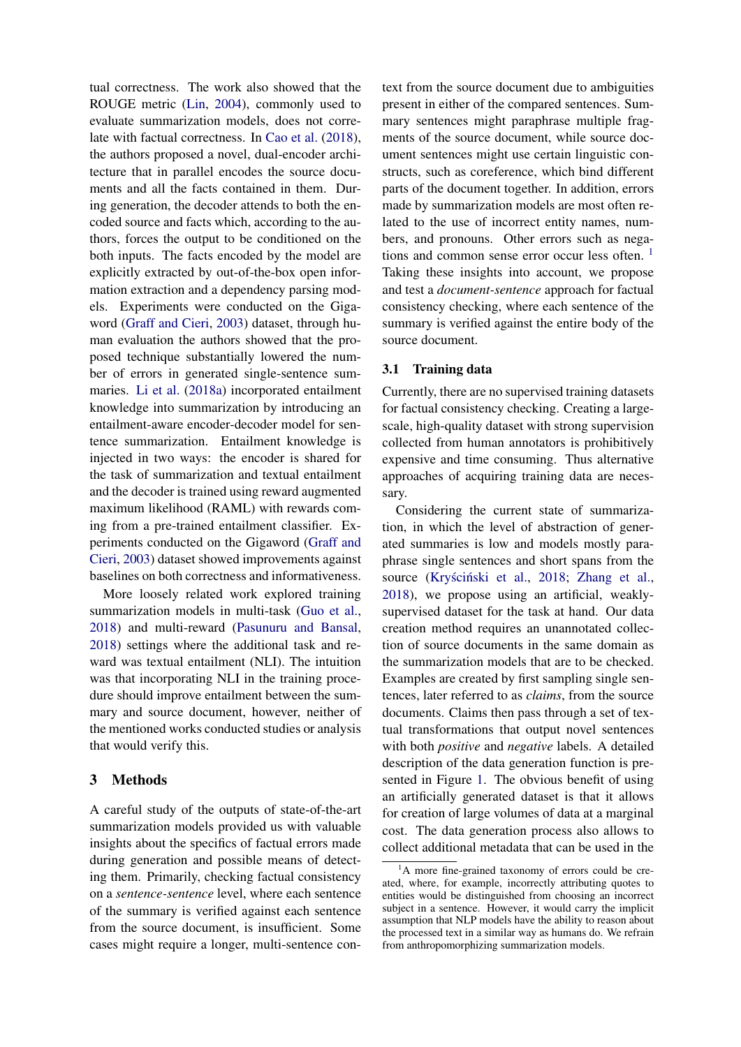tual correctness. The work also showed that the ROUGE metric (Lin, 2004), commonly used to evaluate summarization models, does not correlate with factual correctness. In Cao et al. (2018), the authors proposed a novel, dual-encoder architecture that in parallel encodes the source documents and all the facts contained in them. During generation, the decoder attends to both the encoded source and facts which, according to the authors, forces the output to be conditioned on the both inputs. The facts encoded by the model are explicitly extracted by out-of-the-box open information extraction and a dependency parsing models. Experiments were conducted on the Gigaword (Graff and Cieri, 2003) dataset, through human evaluation the authors showed that the proposed technique substantially lowered the number of errors in generated single-sentence summaries. Li et al. (2018a) incorporated entailment knowledge into summarization by introducing an entailment-aware encoder-decoder model for sentence summarization. Entailment knowledge is injected in two ways: the encoder is shared for the task of summarization and textual entailment and the decoder is trained using reward augmented maximum likelihood (RAML) with rewards coming from a pre-trained entailment classifier. Experiments conducted on the Gigaword (Graff and Cieri, 2003) dataset showed improvements against baselines on both correctness and informativeness.

More loosely related work explored training summarization models in multi-task (Guo et al., 2018) and multi-reward (Pasunuru and Bansal, 2018) settings where the additional task and reward was textual entailment (NLI). The intuition was that incorporating NLI in the training procedure should improve entailment between the summary and source document, however, neither of the mentioned works conducted studies or analysis that would verify this.

# 3 Methods

A careful study of the outputs of state-of-the-art summarization models provided us with valuable insights about the specifics of factual errors made during generation and possible means of detecting them. Primarily, checking factual consistency on a *sentence-sentence* level, where each sentence of the summary is verified against each sentence from the source document, is insufficient. Some cases might require a longer, multi-sentence context from the source document due to ambiguities present in either of the compared sentences. Summary sentences might paraphrase multiple fragments of the source document, while source document sentences might use certain linguistic constructs, such as coreference, which bind different parts of the document together. In addition, errors made by summarization models are most often related to the use of incorrect entity names, numbers, and pronouns. Other errors such as negations and common sense error occur less often.[1] Taking these insights into account, we propose and test a *document-sentence* approach for factual consistency checking, where each sentence of the summary is verified against the entire body of the source document.

## 3.1 Training data

Currently, there are no supervised training datasets for factual consistency checking. Creating a large-scale, high-quality dataset with strong supervision collected from human annotators is prohibitively expensive and time consuming. Thus alternative approaches of acquiring training data are necessary.

Considering the current state of summarization, in which the level of abstraction of generated summaries is low and models mostly paraphrase single sentences and short spans from the source (Kryściński et al., 2018; Zhang et al., 2018), we propose using an artificial, weakly-supervised dataset for the task at hand. Our data creation method requires an unannotated collection of source documents in the same domain as the summarization models that are to be checked. Examples are created by first sampling single sentences, later referred to as *claims*, from the source documents. Claims then pass through a set of textual transformations that output novel sentences with both *positive* and *negative* labels. A detailed description of the data generation function is presented in Figure 1. The obvious benefit of using an artificially generated dataset is that it allows for creation of large volumes of data at a marginal cost. The data generation process also allows to collect additional metadata that can be used in the

[1] A more fine-grained taxonomy of errors could be created, where, for example, incorrectly attributing quotes to entities would be distinguished from choosing an incorrect subject in a sentence. However, it would carry the implicit assumption that NLP models have the ability to reason about the processed text in a similar way as humans do. We refrain from anthropomorphizing summarization models.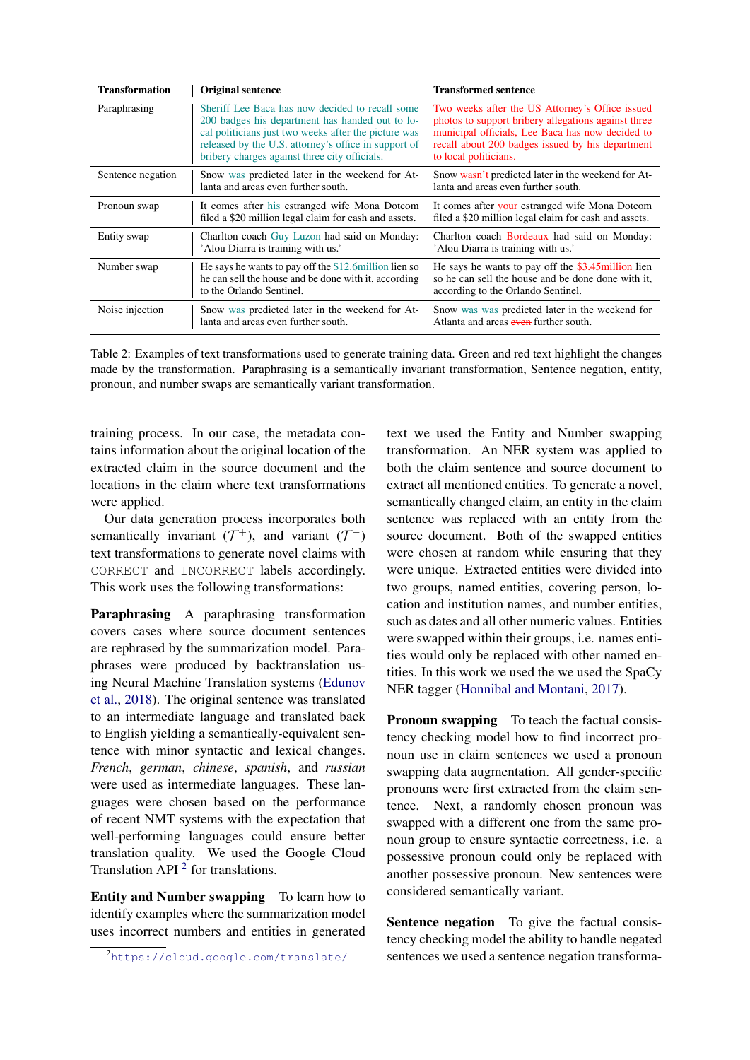| Transformation | Original sentence | Transformed sentence |
|---|---|---|
| Paraphrasing | Sheriff Lee Baca has now decided to recall some 200 badges his department has handed out to local politicians just two weeks after the picture was released by the U.S. attorney's office in support of bribery charges against three city officials. | Two weeks after the US Attorney's Office issued photos to support bribery allegations against three municipal officials, Lee Baca has now decided to recall about 200 badges issued by his department to local politicians. |
| Sentence negation | Snow was predicted later in the weekend for Atlanta and areas even further south. | Snow wasn't predicted later in the weekend for Atlanta and areas even further south. |
| Pronoun swap | It comes after his estranged wife Mona Dotcom filed a $20 million legal claim for cash and assets. | It comes after your estranged wife Mona Dotcom filed a $20 million legal claim for cash and assets. |
| Entity swap | Charlton coach Guy Luzon had said on Monday: 'Alou Diarra is training with us.' | Charlton coach Bordeaux had said on Monday: 'Alou Diarra is training with us.' |
| Number swap | He says he wants to pay off the $12.6million lien so he can sell the house and be done with it, according to the Orlando Sentinel. | He says he wants to pay off the $3.45million lien so he can sell the house and be done done with it, according to the Orlando Sentinel. |
| Noise injection | Snow was predicted later in the weekend for Atlanta and areas even further south. | Snow was was predicted later in the weekend for Atlanta and areas ~~even~~ further south. |

Table 2: Examples of text transformations used to generate training data. Green and red text highlight the changes made by the transformation. Paraphrasing is a semantically invariant transformation, Sentence negation, entity, pronoun, and number swaps are semantically variant transformation.

training process. In our case, the metadata contains information about the original location of the extracted claim in the source document and the locations in the claim where text transformations were applied.

Our data generation process incorporates both semantically invariant ($\mathcal{T}^+$), and variant ($\mathcal{T}^-$) text transformations to generate novel claims with CORRECT and INCORRECT labels accordingly. This work uses the following transformations:

**Paraphrasing** A paraphrasing transformation covers cases where source document sentences are rephrased by the summarization model. Paraphrases were produced by backtranslation using Neural Machine Translation systems (Edunov et al., 2018). The original sentence was translated to an intermediate language and translated back to English yielding a semantically-equivalent sentence with minor syntactic and lexical changes. *French*, *german*, *chinese*, *spanish*, and *russian* were used as intermediate languages. These languages were chosen based on the performance of recent NMT systems with the expectation that well-performing languages could ensure better translation quality. We used the Google Cloud Translation API [2] for translations.

**Entity and Number swapping** To learn how to identify examples where the summarization model uses incorrect numbers and entities in generated text we used the Entity and Number swapping transformation. An NER system was applied to both the claim sentence and source document to extract all mentioned entities. To generate a novel, semantically changed claim, an entity in the claim sentence was replaced with an entity from the source document. Both of the swapped entities were chosen at random while ensuring that they were unique. Extracted entities were divided into two groups, named entities, covering person, location and institution names, and number entities, such as dates and all other numeric values. Entities were swapped within their groups, i.e. names entities would only be replaced with other named entities. In this work we used the we used the SpaCy NER tagger (Honnibal and Montani, 2017).

**Pronoun swapping** To teach the factual consistency checking model how to find incorrect pronoun use in claim sentences we used a pronoun swapping data augmentation. All gender-specific pronouns were first extracted from the claim sentence. Next, a randomly chosen pronoun was swapped with a different one from the same pronoun group to ensure syntactic correctness, i.e. a possessive pronoun could only be replaced with another possessive pronoun. New sentences were considered semantically variant.

**Sentence negation** To give the factual consistency checking model the ability to handle negated sentences we used a sentence negation transforma-

[2] https://cloud.google.com/translate/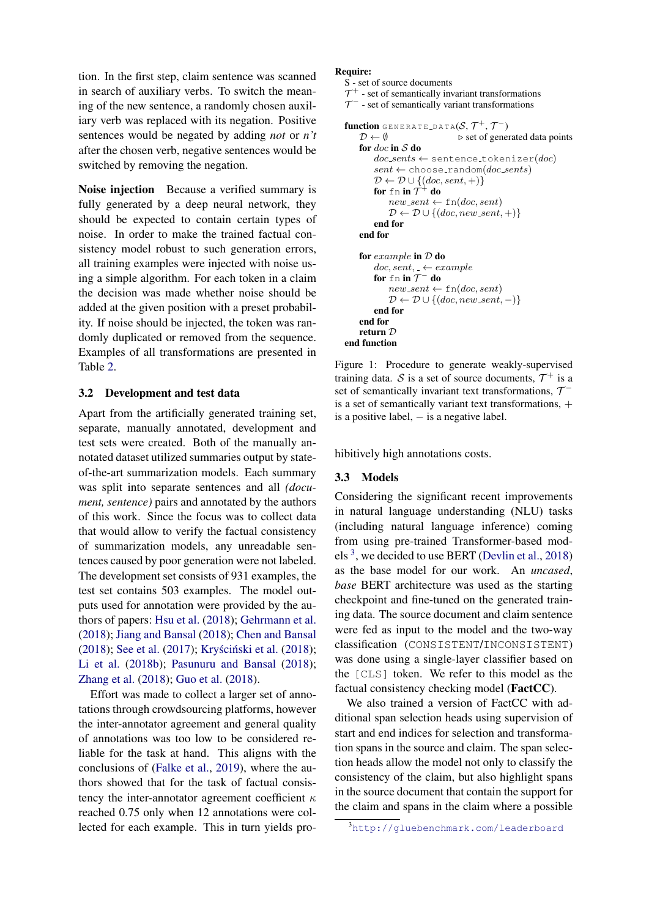tion. In the first step, claim sentence was scanned in search of auxiliary verbs. To switch the meaning of the new sentence, a randomly chosen auxiliary verb was replaced with its negation. Positive sentences would be negated by adding *not* or *n't* after the chosen verb, negative sentences would be switched by removing the negation.

**Noise injection** Because a verified summary is fully generated by a deep neural network, they should be expected to contain certain types of noise. In order to make the trained factual consistency model robust to such generation errors, all training examples were injected with noise using a simple algorithm. For each token in a claim the decision was made whether noise should be added at the given position with a preset probability. If noise should be injected, the token was randomly duplicated or removed from the sequence. Examples of all transformations are presented in Table 2.

```
Require:
  S - set of source documents
  T+ - set of semantically invariant transformations
  T- - set of semantically variant transformations

function GENERATE_DATA(S, T+, T-)
    D ← ∅                              ▷ set of generated data points
    for doc in S do
        doc_sents ← sentence_tokenizer(doc)
        sent ← choose_random(doc_sents)
        D ← D ∪ {(doc, sent, +)}
        for fn in T+ do
            new_sent ← fn(doc, sent)
            D ← D ∪ {(doc, new_sent, +)}
        end for
    end for

    for example in D do
        doc, sent, _ ← example
        for fn in T- do
            new_sent ← fn(doc, sent)
            D ← D ∪ {(doc, new_sent, −)}
        end for
    end for
    return D
end function
```

Figure 1: Procedure to generate weakly-supervised training data. $\mathcal{S}$ is a set of source documents, $\mathcal{T}^+$ is a set of semantically invariant text transformations, $\mathcal{T}^-$ is a set of semantically variant text transformations, $+$ is a positive label, $-$ is a negative label.

### 3.2 Development and test data

Apart from the artificially generated training set, separate, manually annotated, development and test sets were created. Both of the manually annotated dataset utilized summaries output by state-of-the-art summarization models. Each summary was split into separate sentences and all *(document, sentence)* pairs and annotated by the authors of this work. Since the focus was to collect data that would allow to verify the factual consistency of summarization models, any unreadable sentences caused by poor generation were not labeled. The development set consists of 931 examples, the test set contains 503 examples. The model outputs used for annotation were provided by the authors of papers: Hsu et al. (2018); Gehrmann et al. (2018); Jiang and Bansal (2018); Chen and Bansal (2018); See et al. (2017); Kryściński et al. (2018); Li et al. (2018b); Pasunuru and Bansal (2018); Zhang et al. (2018); Guo et al. (2018).

Effort was made to collect a larger set of annotations through crowdsourcing platforms, however the inter-annotator agreement and general quality of annotations was too low to be considered reliable for the task at hand. This aligns with the conclusions of (Falke et al., 2019), where the authors showed that for the task of factual consistency the inter-annotator agreement coefficient $\kappa$ reached 0.75 only when 12 annotations were collected for each example. This in turn yields prohibitively high annotations costs.

### 3.3 Models

Considering the significant recent improvements in natural language understanding (NLU) tasks (including natural language inference) coming from using pre-trained Transformer-based models [3], we decided to use BERT (Devlin et al., 2018) as the base model for our work. An *uncased*, *base* BERT architecture was used as the starting checkpoint and fine-tuned on the generated training data. The source document and claim sentence were fed as input to the model and the two-way classification (CONSISTENT/INCONSISTENT) was done using a single-layer classifier based on the [CLS] token. We refer to this model as the factual consistency checking model (**FactCC**).

We also trained a version of FactCC with additional span selection heads using supervision of start and end indices for selection and transformation spans in the source and claim. The span selection heads allow the model not only to classify the consistency of the claim, but also highlight spans in the source document that contain the support for the claim and spans in the claim where a possible

[3] http://gluebenchmark.com/leaderboard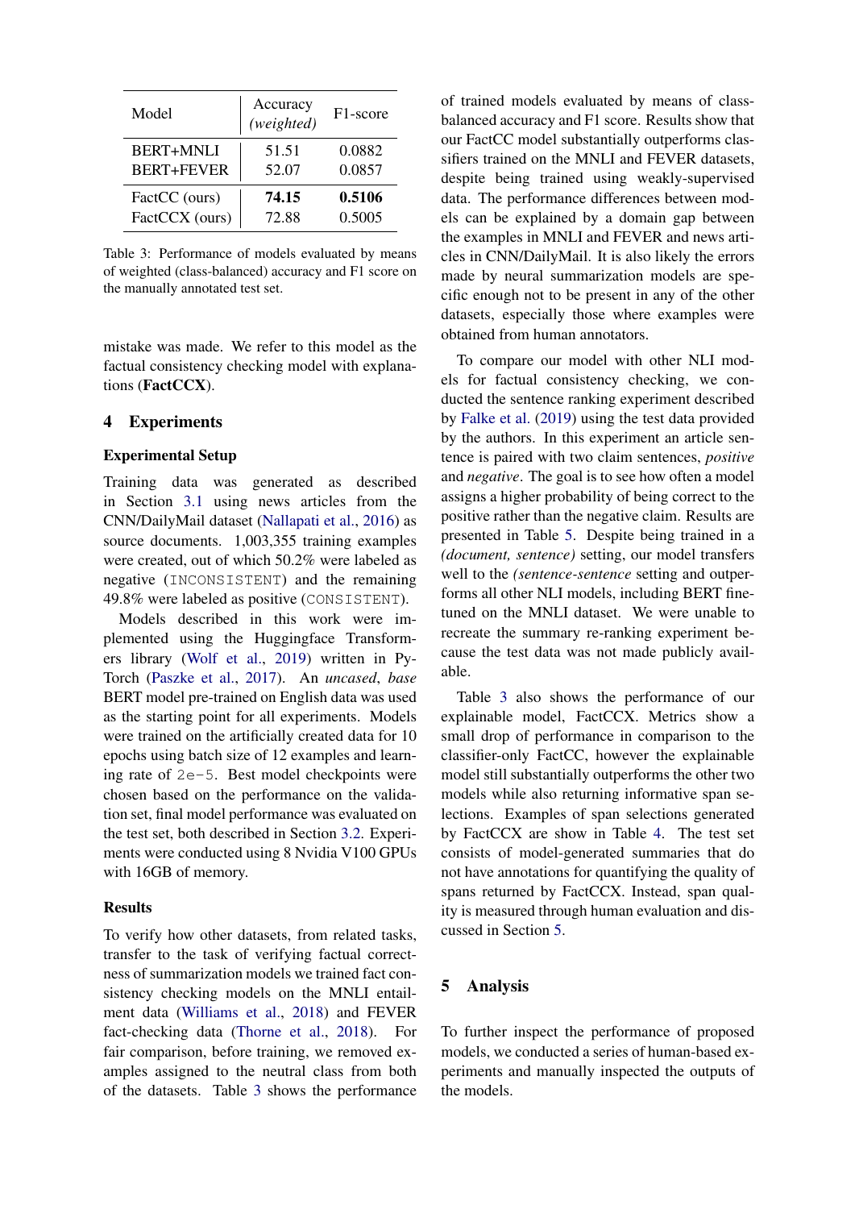| Model | Accuracy *(weighted)* | F1-score |
|---|---|---|
| BERT+MNLI | 51.51 | 0.0882 |
| BERT+FEVER | 52.07 | 0.0857 |
| FactCC (ours) | **74.15** | **0.5106** |
| FactCCX (ours) | 72.88 | 0.5005 |

Table 3: Performance of models evaluated by means of weighted (class-balanced) accuracy and F1 score on the manually annotated test set.

mistake was made. We refer to this model as the factual consistency checking model with explanations (**FactCCX**).

## 4 Experiments

### Experimental Setup

Training data was generated as described in Section 3.1 using news articles from the CNN/DailyMail dataset (Nallapati et al., 2016) as source documents. 1,003,355 training examples were created, out of which 50.2% were labeled as negative (`INCONSISTENT`) and the remaining 49.8% were labeled as positive (`CONSISTENT`).

Models described in this work were implemented using the Huggingface Transformers library (Wolf et al., 2019) written in PyTorch (Paszke et al., 2017). An *uncased*, *base* BERT model pre-trained on English data was used as the starting point for all experiments. Models were trained on the artificially created data for 10 epochs using batch size of 12 examples and learning rate of `2e-5`. Best model checkpoints were chosen based on the performance on the validation set, final model performance was evaluated on the test set, both described in Section 3.2. Experiments were conducted using 8 Nvidia V100 GPUs with 16GB of memory.

### Results

To verify how other datasets, from related tasks, transfer to the task of verifying factual correctness of summarization models we trained fact consistency checking models on the MNLI entailment data (Williams et al., 2018) and FEVER fact-checking data (Thorne et al., 2018). For fair comparison, before training, we removed examples assigned to the neutral class from both of the datasets. Table 3 shows the performance of trained models evaluated by means of class-balanced accuracy and F1 score. Results show that our FactCC model substantially outperforms classifiers trained on the MNLI and FEVER datasets, despite being trained using weakly-supervised data. The performance differences between models can be explained by a domain gap between the examples in MNLI and FEVER and news articles in CNN/DailyMail. It is also likely the errors made by neural summarization models are specific enough not to be present in any of the other datasets, especially those where examples were obtained from human annotators.

To compare our model with other NLI models for factual consistency checking, we conducted the sentence ranking experiment described by Falke et al. (2019) using the test data provided by the authors. In this experiment an article sentence is paired with two claim sentences, *positive* and *negative*. The goal is to see how often a model assigns a higher probability of being correct to the positive rather than the negative claim. Results are presented in Table 5. Despite being trained in a *(document, sentence)* setting, our model transfers well to the *(sentence-sentence* setting and outperforms all other NLI models, including BERT fine-tuned on the MNLI dataset. We were unable to recreate the summary re-ranking experiment because the test data was not made publicly available.

Table 3 also shows the performance of our explainable model, FactCCX. Metrics show a small drop of performance in comparison to the classifier-only FactCC, however the explainable model still substantially outperforms the other two models while also returning informative span selections. Examples of span selections generated by FactCCX are show in Table 4. The test set consists of model-generated summaries that do not have annotations for quantifying the quality of spans returned by FactCCX. Instead, span quality is measured through human evaluation and discussed in Section 5.

## 5 Analysis

To further inspect the performance of proposed models, we conducted a series of human-based experiments and manually inspected the outputs of the models.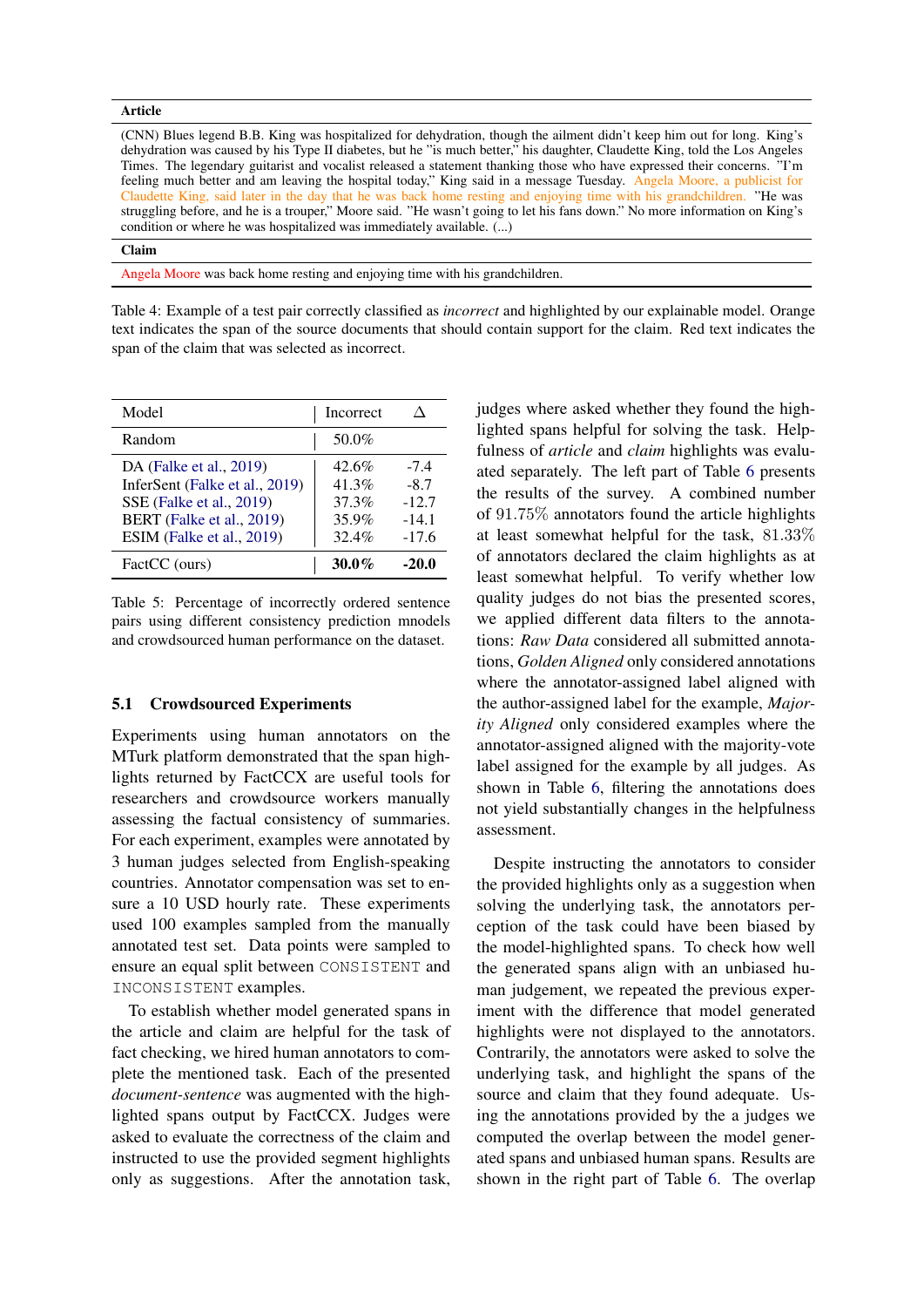| Article |
|---|
| (CNN) Blues legend B.B. King was hospitalized for dehydration, though the ailment didn't keep him out for long. King's dehydration was caused by his Type II diabetes, but he "is much better," his daughter, Claudette King, told the Los Angeles Times. The legendary guitarist and vocalist released a statement thanking those who have expressed their concerns. "I'm feeling much better and am leaving the hospital today," King said in a message Tuesday. Angela Moore, a publicist for Claudette King, said later in the day that he was back home resting and enjoying time with his grandchildren. "He was struggling before, and he is a trouper," Moore said. "He wasn't going to let his fans down." No more information on King's condition or where he was hospitalized was immediately available. (...) |
| **Claim** |
| Angela Moore was back home resting and enjoying time with his grandchildren. |

Table 4: Example of a test pair correctly classified as *incorrect* and highlighted by our explainable model. Orange text indicates the span of the source documents that should contain support for the claim. Red text indicates the span of the claim that was selected as incorrect.

| Model | Incorrect | Δ |
|---|---|---|
| Random | 50.0% | |
| DA (Falke et al., 2019) | 42.6% | -7.4 |
| InferSent (Falke et al., 2019) | 41.3% | -8.7 |
| SSE (Falke et al., 2019) | 37.3% | -12.7 |
| BERT (Falke et al., 2019) | 35.9% | -14.1 |
| ESIM (Falke et al., 2019) | 32.4% | -17.6 |
| FactCC (ours) | **30.0%** | **-20.0** |

Table 5: Percentage of incorrectly ordered sentence pairs using different consistency prediction mnodels and crowdsourced human performance on the dataset.

### 5.1 Crowdsourced Experiments

Experiments using human annotators on the MTurk platform demonstrated that the span highlights returned by FactCCX are useful tools for researchers and crowdsource workers manually assessing the factual consistency of summaries. For each experiment, examples were annotated by 3 human judges selected from English-speaking countries. Annotator compensation was set to ensure a 10 USD hourly rate. These experiments used 100 examples sampled from the manually annotated test set. Data points were sampled to ensure an equal split between CONSISTENT and INCONSISTENT examples.

To establish whether model generated spans in the article and claim are helpful for the task of fact checking, we hired human annotators to complete the mentioned task. Each of the presented *document-sentence* was augmented with the highlighted spans output by FactCCX. Judges were asked to evaluate the correctness of the claim and instructed to use the provided segment highlights only as suggestions. After the annotation task, judges where asked whether they found the highlighted spans helpful for solving the task. Helpfulness of *article* and *claim* highlights was evaluated separately. The left part of Table 6 presents the results of the survey. A combined number of 91.75% annotators found the article highlights at least somewhat helpful for the task, 81.33% of annotators declared the claim highlights as at least somewhat helpful. To verify whether low quality judges do not bias the presented scores, we applied different data filters to the annotations: *Raw Data* considered all submitted annotations, *Golden Aligned* only considered annotations where the annotator-assigned label aligned with the author-assigned label for the example, *Majority Aligned* only considered examples where the annotator-assigned aligned with the majority-vote label assigned for the example by all judges. As shown in Table 6, filtering the annotations does not yield substantially changes in the helpfulness assessment.

Despite instructing the annotators to consider the provided highlights only as a suggestion when solving the underlying task, the annotators perception of the task could have been biased by the model-highlighted spans. To check how well the generated spans align with an unbiased human judgement, we repeated the previous experiment with the difference that model generated highlights were not displayed to the annotators. Contrarily, the annotators were asked to solve the underlying task, and highlight the spans of the source and claim that they found adequate. Using the annotations provided by the a judges we computed the overlap between the model generated spans and unbiased human spans. Results are shown in the right part of Table 6. The overlap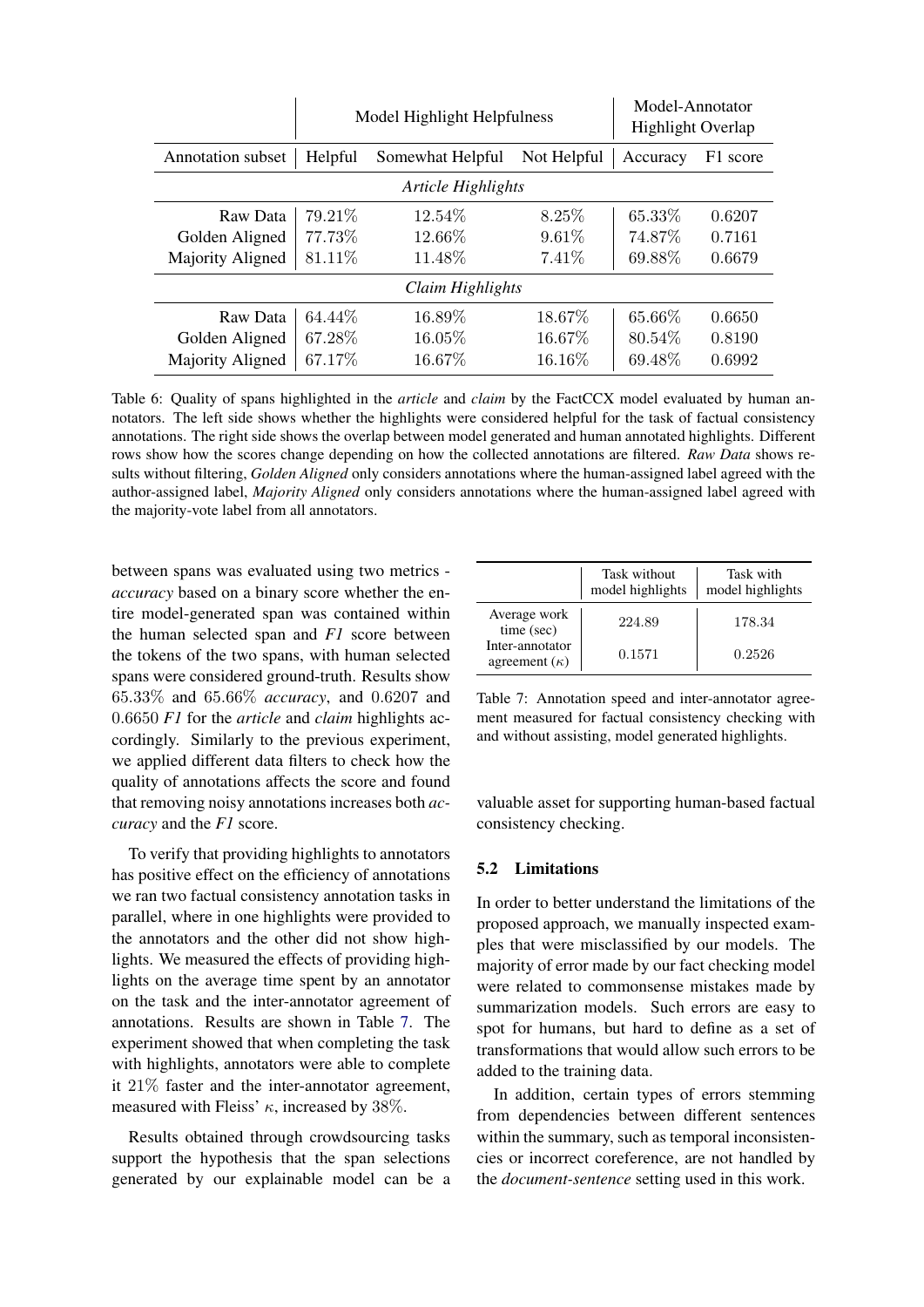| | Model Highlight Helpfulness | | | Model-Annotator Highlight Overlap | |
|---|---|---|---|---|---|
| Annotation subset | Helpful | Somewhat Helpful | Not Helpful | Accuracy | F1 score |
| *Article Highlights* | | | | | |
| Raw Data | 79.21% | 12.54% | 8.25% | 65.33% | 0.6207 |
| Golden Aligned | 77.73% | 12.66% | 9.61% | 74.87% | 0.7161 |
| Majority Aligned | 81.11% | 11.48% | 7.41% | 69.88% | 0.6679 |
| *Claim Highlights* | | | | | |
| Raw Data | 64.44% | 16.89% | 18.67% | 65.66% | 0.6650 |
| Golden Aligned | 67.28% | 16.05% | 16.67% | 80.54% | 0.8190 |
| Majority Aligned | 67.17% | 16.67% | 16.16% | 69.48% | 0.6992 |

Table 6: Quality of spans highlighted in the *article* and *claim* by the FactCCX model evaluated by human annotators. The left side shows whether the highlights were considered helpful for the task of factual consistency annotations. The right side shows the overlap between model generated and human annotated highlights. Different rows show how the scores change depending on how the collected annotations are filtered. *Raw Data* shows results without filtering, *Golden Aligned* only considers annotations where the human-assigned label agreed with the author-assigned label, *Majority Aligned* only considers annotations where the human-assigned label agreed with the majority-vote label from all annotators.

between spans was evaluated using two metrics - *accuracy* based on a binary score whether the entire model-generated span was contained within the human selected span and *F1* score between the tokens of the two spans, with human selected spans were considered ground-truth. Results show 65.33% and 65.66% *accuracy*, and 0.6207 and 0.6650 *F1* for the *article* and *claim* highlights accordingly. Similarly to the previous experiment, we applied different data filters to check how the quality of annotations affects the score and found that removing noisy annotations increases both *accuracy* and the *F1* score.

To verify that providing highlights to annotators has positive effect on the efficiency of annotations we ran two factual consistency annotation tasks in parallel, where in one highlights were provided to the annotators and the other did not show highlights. We measured the effects of providing highlights on the average time spent by an annotator on the task and the inter-annotator agreement of annotations. Results are shown in Table 7. The experiment showed that when completing the task with highlights, annotators were able to complete it 21% faster and the inter-annotator agreement, measured with Fleiss' $\kappa$, increased by 38%.

Results obtained through crowdsourcing tasks support the hypothesis that the span selections generated by our explainable model can be a valuable asset for supporting human-based factual consistency checking.

| | Task without model highlights | Task with model highlights |
|---|---|---|
| Average work time (sec) | 224.89 | 178.34 |
| Inter-annotator agreement ($\kappa$) | 0.1571 | 0.2526 |

Table 7: Annotation speed and inter-annotator agreement measured for factual consistency checking with and without assisting, model generated highlights.

### 5.2 Limitations

In order to better understand the limitations of the proposed approach, we manually inspected examples that were misclassified by our models. The majority of error made by our fact checking model were related to commonsense mistakes made by summarization models. Such errors are easy to spot for humans, but hard to define as a set of transformations that would allow such errors to be added to the training data.

In addition, certain types of errors stemming from dependencies between different sentences within the summary, such as temporal inconsistencies or incorrect coreference, are not handled by the *document-sentence* setting used in this work.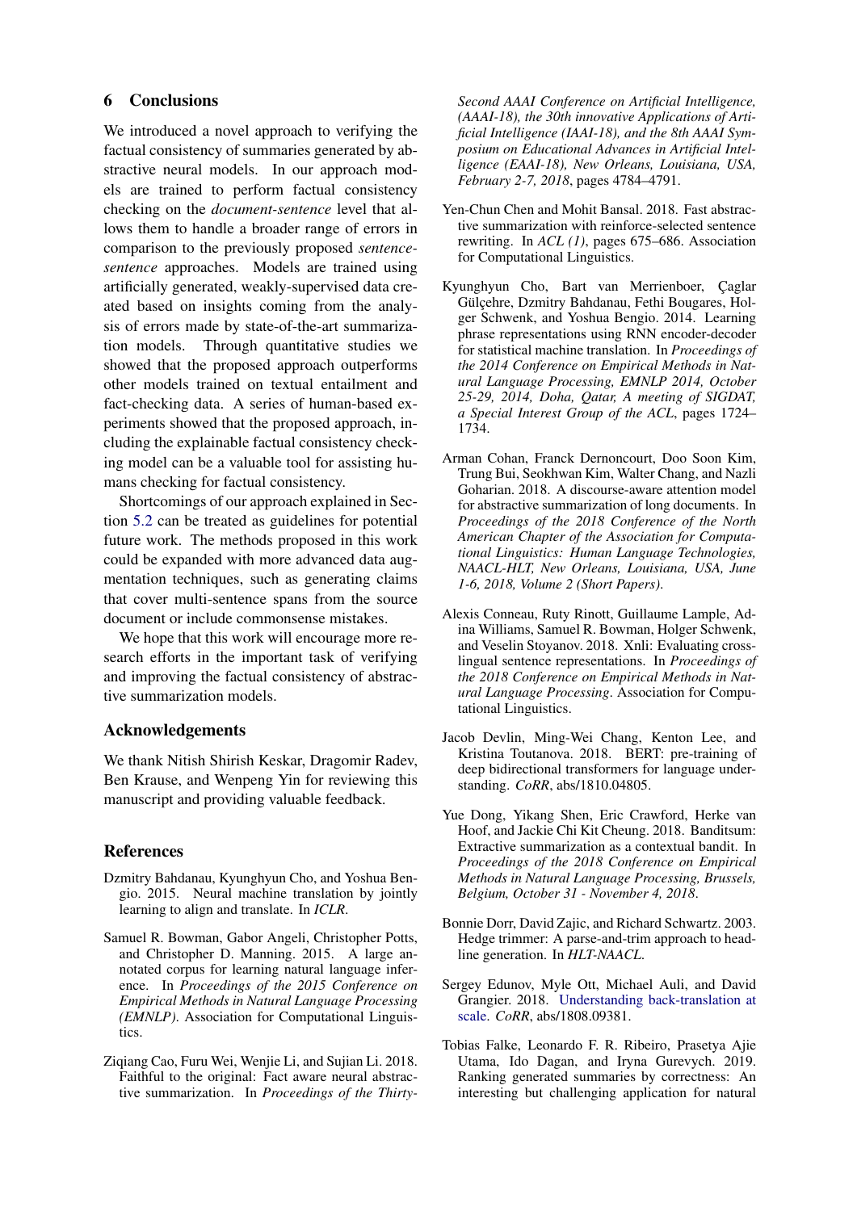## 6 Conclusions

We introduced a novel approach to verifying the factual consistency of summaries generated by abstractive neural models. In our approach models are trained to perform factual consistency checking on the *document-sentence* level that allows them to handle a broader range of errors in comparison to the previously proposed *sentence-sentence* approaches. Models are trained using artificially generated, weakly-supervised data created based on insights coming from the analysis of errors made by state-of-the-art summarization models. Through quantitative studies we showed that the proposed approach outperforms other models trained on textual entailment and fact-checking data. A series of human-based experiments showed that the proposed approach, including the explainable factual consistency checking model can be a valuable tool for assisting humans checking for factual consistency.

Shortcomings of our approach explained in Section 5.2 can be treated as guidelines for potential future work. The methods proposed in this work could be expanded with more advanced data augmentation techniques, such as generating claims that cover multi-sentence spans from the source document or include commonsense mistakes.

We hope that this work will encourage more research efforts in the important task of verifying and improving the factual consistency of abstractive summarization models.

## Acknowledgements

We thank Nitish Shirish Keskar, Dragomir Radev, Ben Krause, and Wenpeng Yin for reviewing this manuscript and providing valuable feedback.

## References

Dzmitry Bahdanau, Kyunghyun Cho, and Yoshua Bengio. 2015. Neural machine translation by jointly learning to align and translate. In *ICLR*.

Samuel R. Bowman, Gabor Angeli, Christopher Potts, and Christopher D. Manning. 2015. A large annotated corpus for learning natural language inference. In *Proceedings of the 2015 Conference on Empirical Methods in Natural Language Processing (EMNLP)*. Association for Computational Linguistics.

Ziqiang Cao, Furu Wei, Wenjie Li, and Sujian Li. 2018. Faithful to the original: Fact aware neural abstractive summarization. In *Proceedings of the Thirty-Second AAAI Conference on Artificial Intelligence, (AAAI-18), the 30th innovative Applications of Artificial Intelligence (IAAI-18), and the 8th AAAI Symposium on Educational Advances in Artificial Intelligence (EAAI-18), New Orleans, Louisiana, USA, February 2-7, 2018*, pages 4784–4791.

Yen-Chun Chen and Mohit Bansal. 2018. Fast abstractive summarization with reinforce-selected sentence rewriting. In *ACL (1)*, pages 675–686. Association for Computational Linguistics.

Kyunghyun Cho, Bart van Merrienboer, Çaglar Gülçehre, Dzmitry Bahdanau, Fethi Bougares, Holger Schwenk, and Yoshua Bengio. 2014. Learning phrase representations using RNN encoder-decoder for statistical machine translation. In *Proceedings of the 2014 Conference on Empirical Methods in Natural Language Processing, EMNLP 2014, October 25-29, 2014, Doha, Qatar, A meeting of SIGDAT, a Special Interest Group of the ACL*, pages 1724–1734.

Arman Cohan, Franck Dernoncourt, Doo Soon Kim, Trung Bui, Seokhwan Kim, Walter Chang, and Nazli Goharian. 2018. A discourse-aware attention model for abstractive summarization of long documents. In *Proceedings of the 2018 Conference of the North American Chapter of the Association for Computational Linguistics: Human Language Technologies, NAACL-HLT, New Orleans, Louisiana, USA, June 1-6, 2018, Volume 2 (Short Papers)*.

Alexis Conneau, Ruty Rinott, Guillaume Lample, Adina Williams, Samuel R. Bowman, Holger Schwenk, and Veselin Stoyanov. 2018. Xnli: Evaluating cross-lingual sentence representations. In *Proceedings of the 2018 Conference on Empirical Methods in Natural Language Processing*. Association for Computational Linguistics.

Jacob Devlin, Ming-Wei Chang, Kenton Lee, and Kristina Toutanova. 2018. BERT: pre-training of deep bidirectional transformers for language understanding. *CoRR*, abs/1810.04805.

Yue Dong, Yikang Shen, Eric Crawford, Herke van Hoof, and Jackie Chi Kit Cheung. 2018. Banditsum: Extractive summarization as a contextual bandit. In *Proceedings of the 2018 Conference on Empirical Methods in Natural Language Processing, Brussels, Belgium, October 31 - November 4, 2018*.

Bonnie Dorr, David Zajic, and Richard Schwartz. 2003. Hedge trimmer: A parse-and-trim approach to headline generation. In *HLT-NAACL*.

Sergey Edunov, Myle Ott, Michael Auli, and David Grangier. 2018. Understanding back-translation at scale. *CoRR*, abs/1808.09381.

Tobias Falke, Leonardo F. R. Ribeiro, Prasetya Ajie Utama, Ido Dagan, and Iryna Gurevych. 2019. Ranking generated summaries by correctness: An interesting but challenging application for natural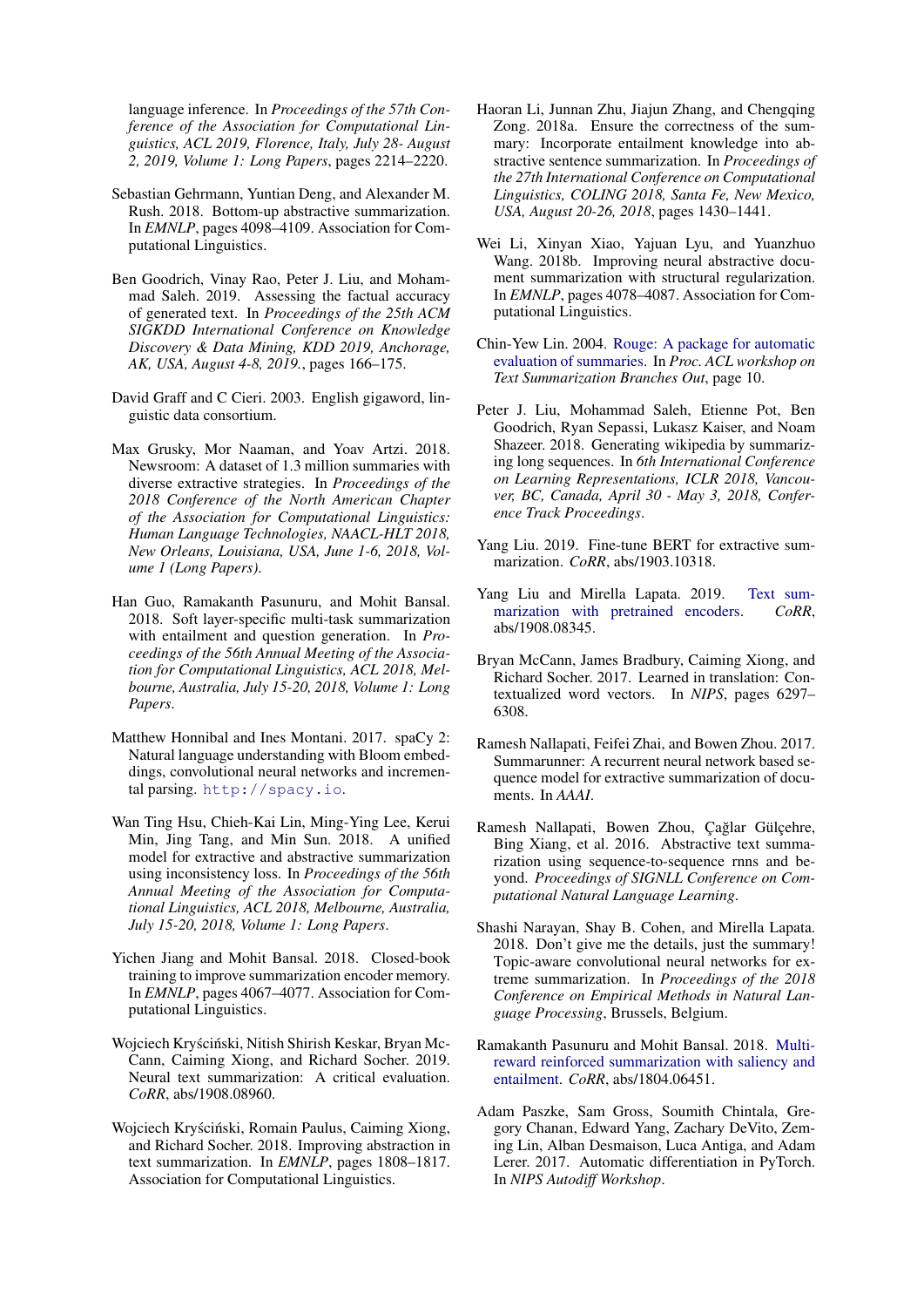language inference. In *Proceedings of the 57th Conference of the Association for Computational Linguistics, ACL 2019, Florence, Italy, July 28- August 2, 2019, Volume 1: Long Papers*, pages 2214–2220.

Sebastian Gehrmann, Yuntian Deng, and Alexander M. Rush. 2018. Bottom-up abstractive summarization. In *EMNLP*, pages 4098–4109. Association for Computational Linguistics.

Ben Goodrich, Vinay Rao, Peter J. Liu, and Mohammad Saleh. 2019. Assessing the factual accuracy of generated text. In *Proceedings of the 25th ACM SIGKDD International Conference on Knowledge Discovery & Data Mining, KDD 2019, Anchorage, AK, USA, August 4-8, 2019.*, pages 166–175.

David Graff and C Cieri. 2003. English gigaword, linguistic data consortium.

Max Grusky, Mor Naaman, and Yoav Artzi. 2018. Newsroom: A dataset of 1.3 million summaries with diverse extractive strategies. In *Proceedings of the 2018 Conference of the North American Chapter of the Association for Computational Linguistics: Human Language Technologies, NAACL-HLT 2018, New Orleans, Louisiana, USA, June 1-6, 2018, Volume 1 (Long Papers)*.

Han Guo, Ramakanth Pasunuru, and Mohit Bansal. 2018. Soft layer-specific multi-task summarization with entailment and question generation. In *Proceedings of the 56th Annual Meeting of the Association for Computational Linguistics, ACL 2018, Melbourne, Australia, July 15-20, 2018, Volume 1: Long Papers*.

Matthew Honnibal and Ines Montani. 2017. spaCy 2: Natural language understanding with Bloom embeddings, convolutional neural networks and incremental parsing. `http://spacy.io`.

Wan Ting Hsu, Chieh-Kai Lin, Ming-Ying Lee, Kerui Min, Jing Tang, and Min Sun. 2018. A unified model for extractive and abstractive summarization using inconsistency loss. In *Proceedings of the 56th Annual Meeting of the Association for Computational Linguistics, ACL 2018, Melbourne, Australia, July 15-20, 2018, Volume 1: Long Papers*.

Yichen Jiang and Mohit Bansal. 2018. Closed-book training to improve summarization encoder memory. In *EMNLP*, pages 4067–4077. Association for Computational Linguistics.

Wojciech Kryściński, Nitish Shirish Keskar, Bryan McCann, Caiming Xiong, and Richard Socher. 2019. Neural text summarization: A critical evaluation. *CoRR*, abs/1908.08960.

Wojciech Kryściński, Romain Paulus, Caiming Xiong, and Richard Socher. 2018. Improving abstraction in text summarization. In *EMNLP*, pages 1808–1817. Association for Computational Linguistics.

Haoran Li, Junnan Zhu, Jiajun Zhang, and Chengqing Zong. 2018a. Ensure the correctness of the summary: Incorporate entailment knowledge into abstractive sentence summarization. In *Proceedings of the 27th International Conference on Computational Linguistics, COLING 2018, Santa Fe, New Mexico, USA, August 20-26, 2018*, pages 1430–1441.

Wei Li, Xinyan Xiao, Yajuan Lyu, and Yuanzhuo Wang. 2018b. Improving neural abstractive document summarization with structural regularization. In *EMNLP*, pages 4078–4087. Association for Computational Linguistics.

Chin-Yew Lin. 2004. Rouge: A package for automatic evaluation of summaries. In *Proc. ACL workshop on Text Summarization Branches Out*, page 10.

Peter J. Liu, Mohammad Saleh, Etienne Pot, Ben Goodrich, Ryan Sepassi, Lukasz Kaiser, and Noam Shazeer. 2018. Generating wikipedia by summarizing long sequences. In *6th International Conference on Learning Representations, ICLR 2018, Vancouver, BC, Canada, April 30 - May 3, 2018, Conference Track Proceedings*.

Yang Liu. 2019. Fine-tune BERT for extractive summarization. *CoRR*, abs/1903.10318.

Yang Liu and Mirella Lapata. 2019. Text summarization with pretrained encoders. *CoRR*, abs/1908.08345.

Bryan McCann, James Bradbury, Caiming Xiong, and Richard Socher. 2017. Learned in translation: Contextualized word vectors. In *NIPS*, pages 6297–6308.

Ramesh Nallapati, Feifei Zhai, and Bowen Zhou. 2017. Summarunner: A recurrent neural network based sequence model for extractive summarization of documents. In *AAAI*.

Ramesh Nallapati, Bowen Zhou, Çağlar Gülçehre, Bing Xiang, et al. 2016. Abstractive text summarization using sequence-to-sequence rnns and beyond. *Proceedings of SIGNLL Conference on Computational Natural Language Learning*.

Shashi Narayan, Shay B. Cohen, and Mirella Lapata. 2018. Don't give me the details, just the summary! Topic-aware convolutional neural networks for extreme summarization. In *Proceedings of the 2018 Conference on Empirical Methods in Natural Language Processing*, Brussels, Belgium.

Ramakanth Pasunuru and Mohit Bansal. 2018. Multi-reward reinforced summarization with saliency and entailment. *CoRR*, abs/1804.06451.

Adam Paszke, Sam Gross, Soumith Chintala, Gregory Chanan, Edward Yang, Zachary DeVito, Zeming Lin, Alban Desmaison, Luca Antiga, and Adam Lerer. 2017. Automatic differentiation in PyTorch. In *NIPS Autodiff Workshop*.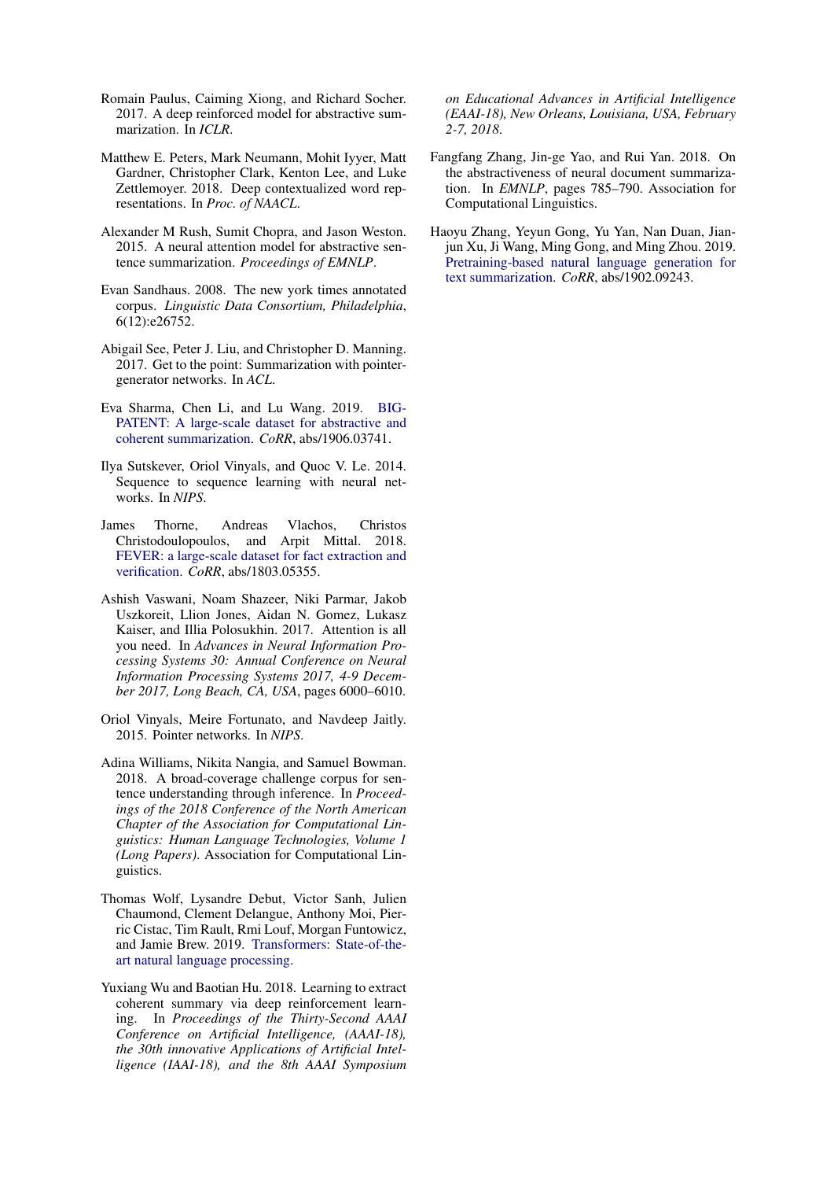Romain Paulus, Caiming Xiong, and Richard Socher. 2017. A deep reinforced model for abstractive summarization. In *ICLR*.

Matthew E. Peters, Mark Neumann, Mohit Iyyer, Matt Gardner, Christopher Clark, Kenton Lee, and Luke Zettlemoyer. 2018. Deep contextualized word representations. In *Proc. of NAACL*.

Alexander M Rush, Sumit Chopra, and Jason Weston. 2015. A neural attention model for abstractive sentence summarization. *Proceedings of EMNLP*.

Evan Sandhaus. 2008. The new york times annotated corpus. *Linguistic Data Consortium, Philadelphia*, 6(12):e26752.

Abigail See, Peter J. Liu, and Christopher D. Manning. 2017. Get to the point: Summarization with pointer-generator networks. In *ACL*.

Eva Sharma, Chen Li, and Lu Wang. 2019. BIGPATENT: A large-scale dataset for abstractive and coherent summarization. *CoRR*, abs/1906.03741.

Ilya Sutskever, Oriol Vinyals, and Quoc V. Le. 2014. Sequence to sequence learning with neural networks. In *NIPS*.

James Thorne, Andreas Vlachos, Christos Christodoulopoulos, and Arpit Mittal. 2018. FEVER: a large-scale dataset for fact extraction and verification. *CoRR*, abs/1803.05355.

Ashish Vaswani, Noam Shazeer, Niki Parmar, Jakob Uszkoreit, Llion Jones, Aidan N. Gomez, Lukasz Kaiser, and Illia Polosukhin. 2017. Attention is all you need. In *Advances in Neural Information Processing Systems 30: Annual Conference on Neural Information Processing Systems 2017, 4-9 December 2017, Long Beach, CA, USA*, pages 6000–6010.

Oriol Vinyals, Meire Fortunato, and Navdeep Jaitly. 2015. Pointer networks. In *NIPS*.

Adina Williams, Nikita Nangia, and Samuel Bowman. 2018. A broad-coverage challenge corpus for sentence understanding through inference. In *Proceedings of the 2018 Conference of the North American Chapter of the Association for Computational Linguistics: Human Language Technologies, Volume 1 (Long Papers)*. Association for Computational Linguistics.

Thomas Wolf, Lysandre Debut, Victor Sanh, Julien Chaumond, Clement Delangue, Anthony Moi, Pierric Cistac, Tim Rault, Rmi Louf, Morgan Funtowicz, and Jamie Brew. 2019. Transformers: State-of-the-art natural language processing.

Yuxiang Wu and Baotian Hu. 2018. Learning to extract coherent summary via deep reinforcement learning. In *Proceedings of the Thirty-Second AAAI Conference on Artificial Intelligence, (AAAI-18), the 30th innovative Applications of Artificial Intelligence (IAAI-18), and the 8th AAAI Symposium on Educational Advances in Artificial Intelligence (EAAI-18), New Orleans, Louisiana, USA, February 2-7, 2018*.

Fangfang Zhang, Jin-ge Yao, and Rui Yan. 2018. On the abstractiveness of neural document summarization. In *EMNLP*, pages 785–790. Association for Computational Linguistics.

Haoyu Zhang, Yeyun Gong, Yu Yan, Nan Duan, Jianjun Xu, Ji Wang, Ming Gong, and Ming Zhou. 2019. Pretraining-based natural language generation for text summarization. *CoRR*, abs/1902.09243.